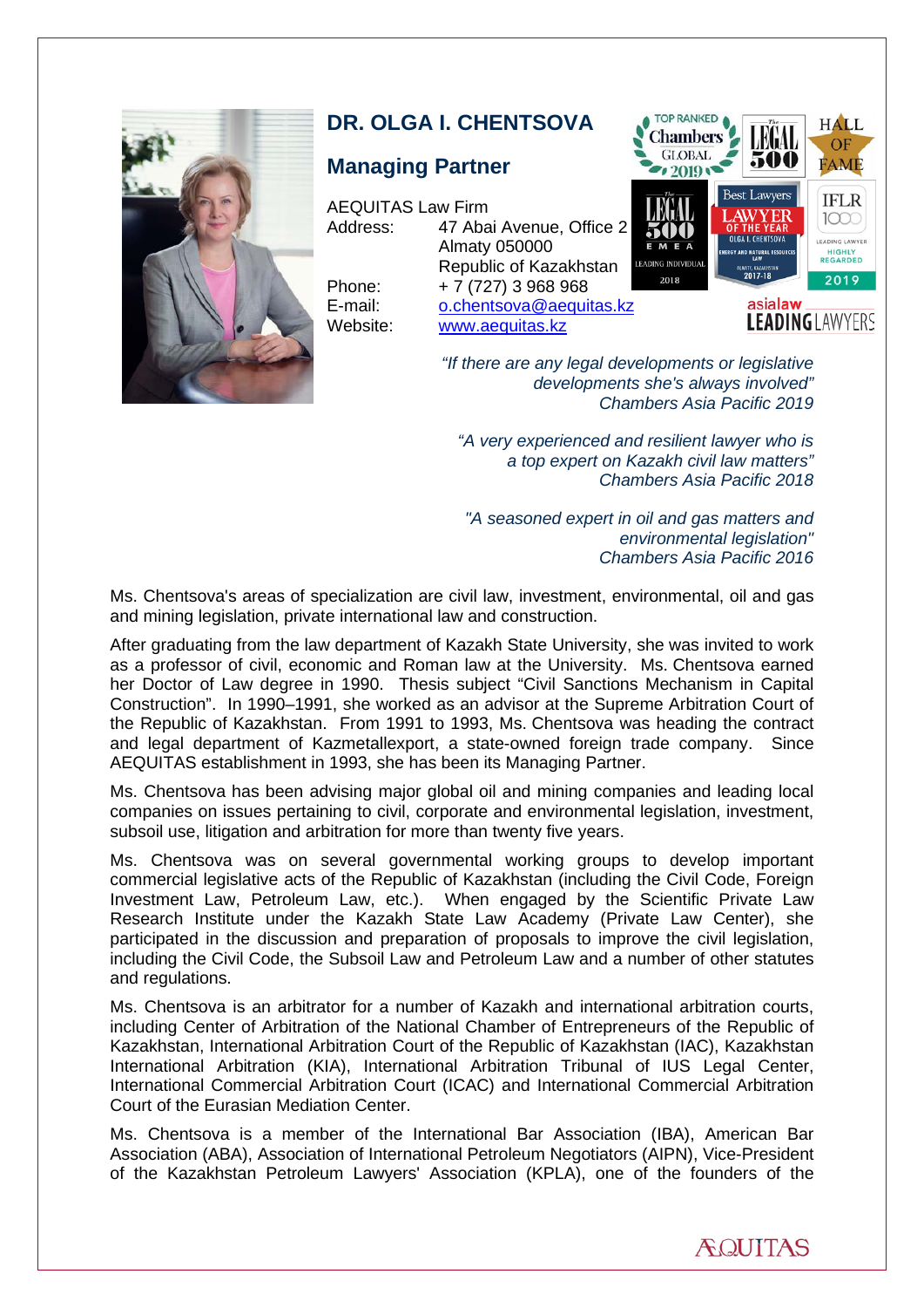# DR. OLGA I. CHENTSOVA

## Managing Partner

AEQUITAS Law Firm
Address: 47 Abai Avenue, Office 2
Almaty 050000
Republic of Kazakhstan
Phone: + 7 (727) 3 968 968
E-mail: o.chentsova@aequitas.kz
Website: www.aequitas.kz

*"If there are any legal developments or legislative developments she's always involved"*
*Chambers Asia Pacific 2019*

*"A very experienced and resilient lawyer who is a top expert on Kazakh civil law matters"*
*Chambers Asia Pacific 2018*

*"A seasoned expert in oil and gas matters and environmental legislation"*
*Chambers Asia Pacific 2016*

Ms. Chentsova's areas of specialization are civil law, investment, environmental, oil and gas and mining legislation, private international law and construction.

After graduating from the law department of Kazakh State University, she was invited to work as a professor of civil, economic and Roman law at the University. Ms. Chentsova earned her Doctor of Law degree in 1990. Thesis subject "Civil Sanctions Mechanism in Capital Construction". In 1990–1991, she worked as an advisor at the Supreme Arbitration Court of the Republic of Kazakhstan. From 1991 to 1993, Ms. Chentsova was heading the contract and legal department of Kazmetallexport, a state-owned foreign trade company. Since AEQUITAS establishment in 1993, she has been its Managing Partner.

Ms. Chentsova has been advising major global oil and mining companies and leading local companies on issues pertaining to civil, corporate and environmental legislation, investment, subsoil use, litigation and arbitration for more than twenty five years.

Ms. Chentsova was on several governmental working groups to develop important commercial legislative acts of the Republic of Kazakhstan (including the Civil Code, Foreign Investment Law, Petroleum Law, etc.). When engaged by the Scientific Private Law Research Institute under the Kazakh State Law Academy (Private Law Center), she participated in the discussion and preparation of proposals to improve the civil legislation, including the Civil Code, the Subsoil Law and Petroleum Law and a number of other statutes and regulations.

Ms. Chentsova is an arbitrator for a number of Kazakh and international arbitration courts, including Center of Arbitration of the National Chamber of Entrepreneurs of the Republic of Kazakhstan, International Arbitration Court of the Republic of Kazakhstan (IAC), Kazakhstan International Arbitration (KIA), International Arbitration Tribunal of IUS Legal Center, International Commercial Arbitration Court (ICAC) and International Commercial Arbitration Court of the Eurasian Mediation Center.

Ms. Chentsova is a member of the International Bar Association (IBA), American Bar Association (ABA), Association of International Petroleum Negotiators (AIPN), Vice-President of the Kazakhstan Petroleum Lawyers' Association (KPLA), one of the founders of the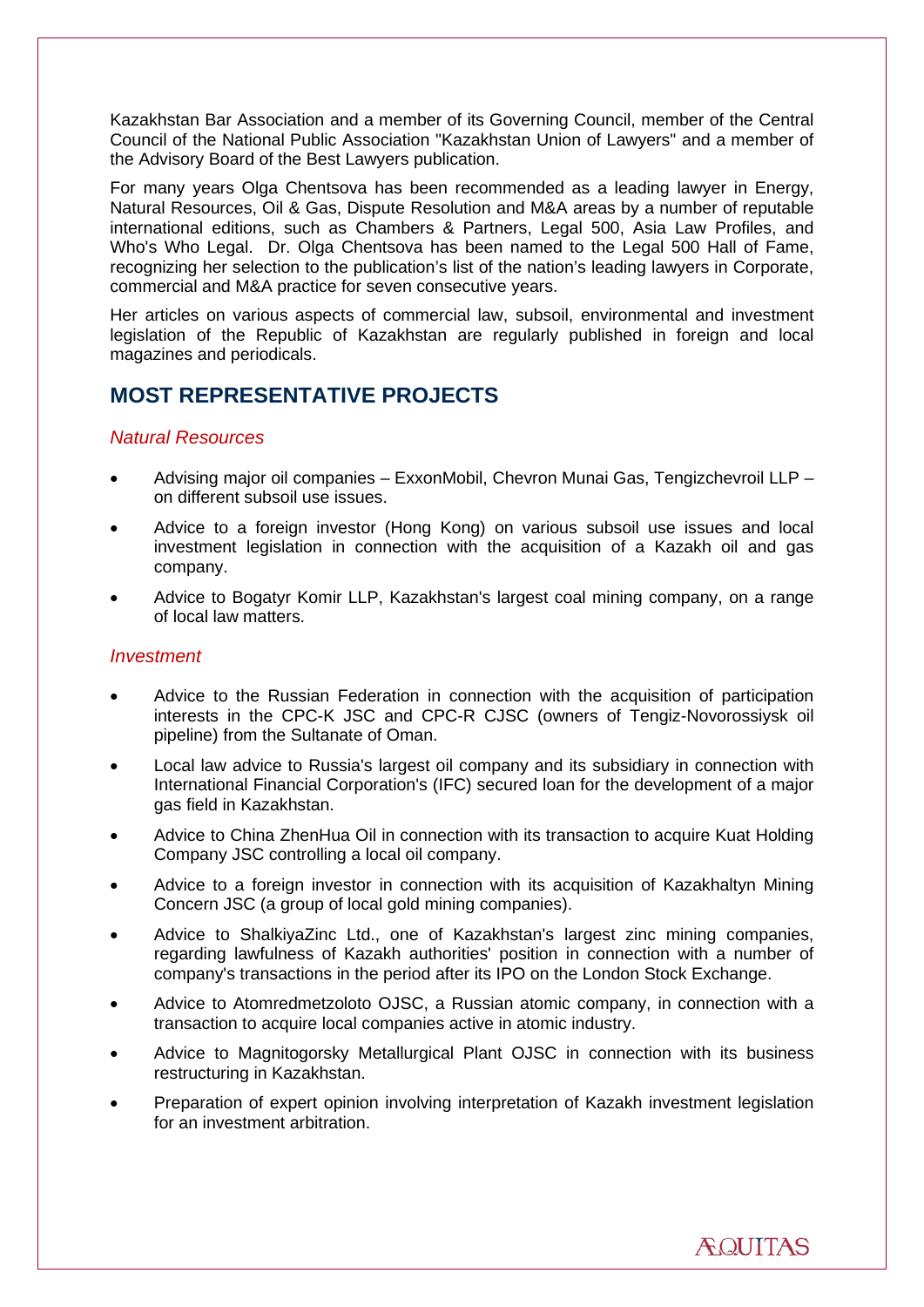Kazakhstan Bar Association and a member of its Governing Council, member of the Central Council of the National Public Association "Kazakhstan Union of Lawyers" and a member of the Advisory Board of the Best Lawyers publication.

For many years Olga Chentsova has been recommended as a leading lawyer in Energy, Natural Resources, Oil & Gas, Dispute Resolution and M&A areas by a number of reputable international editions, such as Chambers & Partners, Legal 500, Asia Law Profiles, and Who's Who Legal. Dr. Olga Chentsova has been named to the Legal 500 Hall of Fame, recognizing her selection to the publication's list of the nation's leading lawyers in Corporate, commercial and M&A practice for seven consecutive years.

Her articles on various aspects of commercial law, subsoil, environmental and investment legislation of the Republic of Kazakhstan are regularly published in foreign and local magazines and periodicals.

## MOST REPRESENTATIVE PROJECTS

### *Natural Resources*

- Advising major oil companies – ExxonMobil, Chevron Munai Gas, Tengizchevroil LLP – on different subsoil use issues.
- Advice to a foreign investor (Hong Kong) on various subsoil use issues and local investment legislation in connection with the acquisition of a Kazakh oil and gas company.
- Advice to Bogatyr Komir LLP, Kazakhstan's largest coal mining company, on a range of local law matters.

### *Investment*

- Advice to the Russian Federation in connection with the acquisition of participation interests in the CPC-K JSC and CPC-R CJSC (owners of Tengiz-Novorossiysk oil pipeline) from the Sultanate of Oman.
- Local law advice to Russia's largest oil company and its subsidiary in connection with International Financial Corporation's (IFC) secured loan for the development of a major gas field in Kazakhstan.
- Advice to China ZhenHua Oil in connection with its transaction to acquire Kuat Holding Company JSC controlling a local oil company.
- Advice to a foreign investor in connection with its acquisition of Kazakhaltyn Mining Concern JSC (a group of local gold mining companies).
- Advice to ShalkiyaZinc Ltd., one of Kazakhstan's largest zinc mining companies, regarding lawfulness of Kazakh authorities' position in connection with a number of company's transactions in the period after its IPO on the London Stock Exchange.
- Advice to Atomredmetzoloto OJSC, a Russian atomic company, in connection with a transaction to acquire local companies active in atomic industry.
- Advice to Magnitogorsky Metallurgical Plant OJSC in connection with its business restructuring in Kazakhstan.
- Preparation of expert opinion involving interpretation of Kazakh investment legislation for an investment arbitration.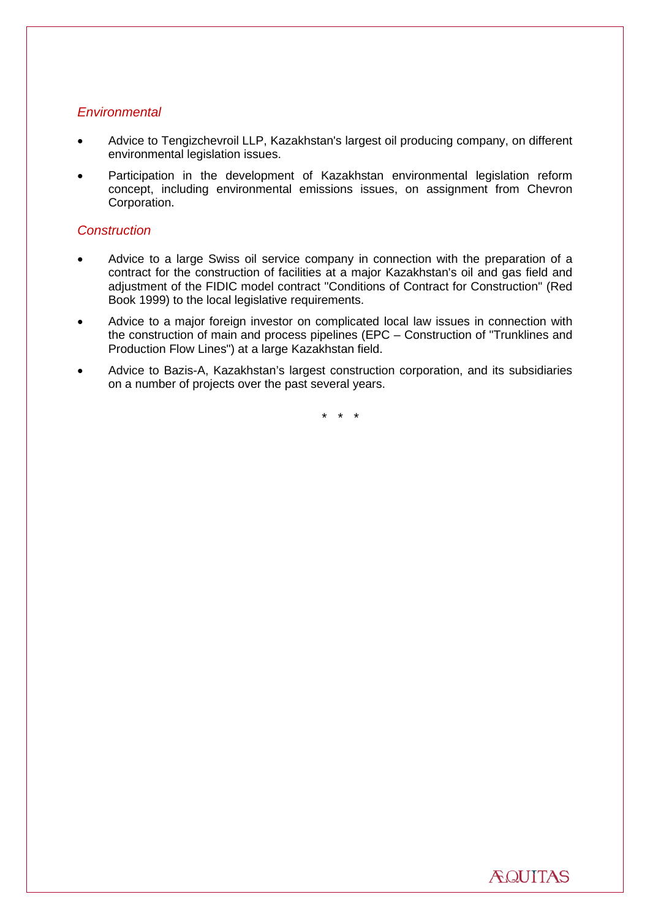*Environmental*

- Advice to Tengizchevroil LLP, Kazakhstan's largest oil producing company, on different environmental legislation issues.
- Participation in the development of Kazakhstan environmental legislation reform concept, including environmental emissions issues, on assignment from Chevron Corporation.

*Construction*

- Advice to a large Swiss oil service company in connection with the preparation of a contract for the construction of facilities at a major Kazakhstan's oil and gas field and adjustment of the FIDIC model contract "Conditions of Contract for Construction" (Red Book 1999) to the local legislative requirements.
- Advice to a major foreign investor on complicated local law issues in connection with the construction of main and process pipelines (EPC – Construction of "Trunklines and Production Flow Lines") at a large Kazakhstan field.
- Advice to Bazis-A, Kazakhstan's largest construction corporation, and its subsidiaries on a number of projects over the past several years.

\* \* \*